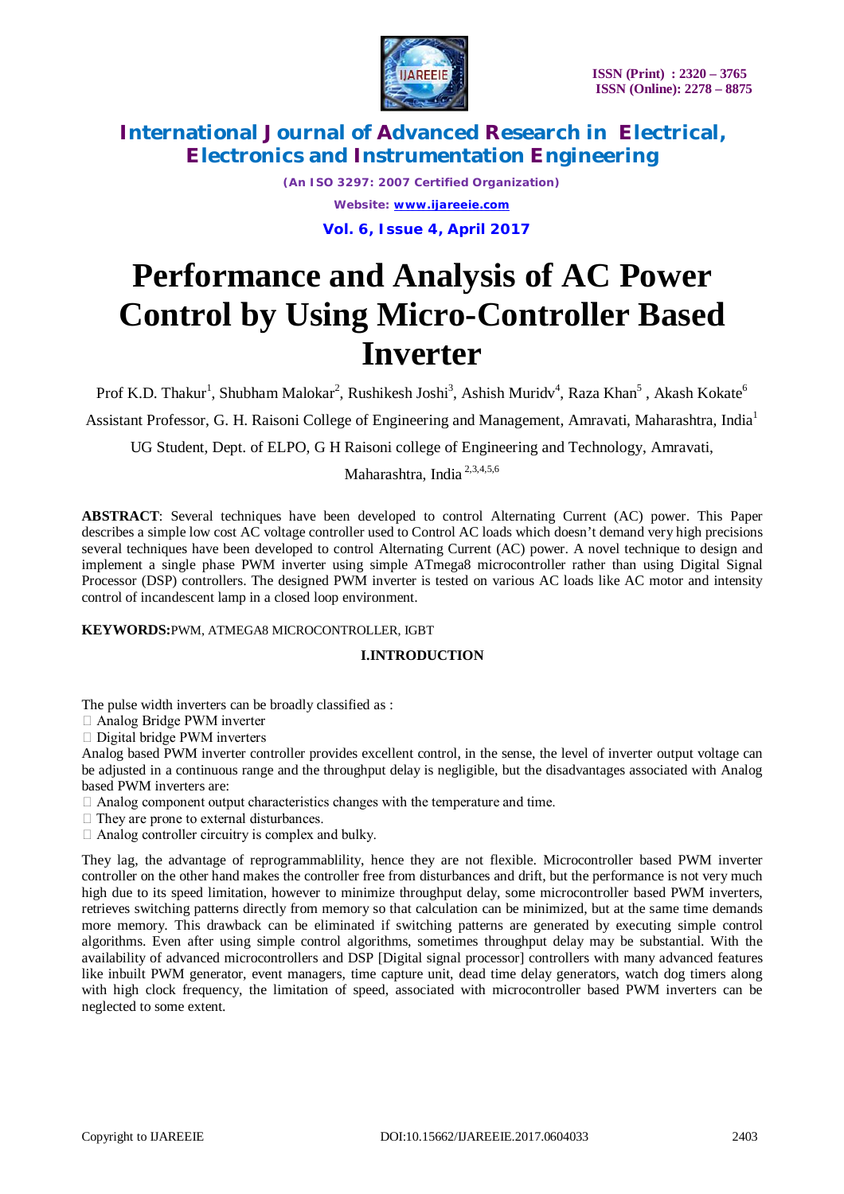# Performance and Analysis of AC Power Control by Using Micro-Controller Based Inverter

Prof K.D. Thakur[1], Shubham Malokar[2], Rushikesh Joshi[3], Ashish Muridv[4], Raza Khan[5] , Akash Kokate[6]

Assistant Professor, G. H. Raisoni College of Engineering and Management, Amravati, Maharashtra, India[1]

UG Student, Dept. of ELPO, G H Raisoni college of Engineering and Technology, Amravati, Maharashtra, India [2,3,4,5,6]

**ABSTRACT**: Several techniques have been developed to control Alternating Current (AC) power. This Paper describes a simple low cost AC voltage controller used to Control AC loads which doesn't demand very high precisions several techniques have been developed to control Alternating Current (AC) power. A novel technique to design and implement a single phase PWM inverter using simple ATmega8 microcontroller rather than using Digital Signal Processor (DSP) controllers. The designed PWM inverter is tested on various AC loads like AC motor and intensity control of incandescent lamp in a closed loop environment.

**KEYWORDS:** PWM, ATMEGA8 MICROCONTROLLER, IGBT

## I.INTRODUCTION

The pulse width inverters can be broadly classified as :

- Analog Bridge PWM inverter
- Digital bridge PWM inverters

Analog based PWM inverter controller provides excellent control, in the sense, the level of inverter output voltage can be adjusted in a continuous range and the throughput delay is negligible, but the disadvantages associated with Analog based PWM inverters are:

- Analog component output characteristics changes with the temperature and time.
- They are prone to external disturbances.
- Analog controller circuitry is complex and bulky.

They lag, the advantage of reprogrammablility, hence they are not flexible. Microcontroller based PWM inverter controller on the other hand makes the controller free from disturbances and drift, but the performance is not very much high due to its speed limitation, however to minimize throughput delay, some microcontroller based PWM inverters, retrieves switching patterns directly from memory so that calculation can be minimized, but at the same time demands more memory. This drawback can be eliminated if switching patterns are generated by executing simple control algorithms. Even after using simple control algorithms, sometimes throughput delay may be substantial. With the availability of advanced microcontrollers and DSP [Digital signal processor] controllers with many advanced features like inbuilt PWM generator, event managers, time capture unit, dead time delay generators, watch dog timers along with high clock frequency, the limitation of speed, associated with microcontroller based PWM inverters can be neglected to some extent.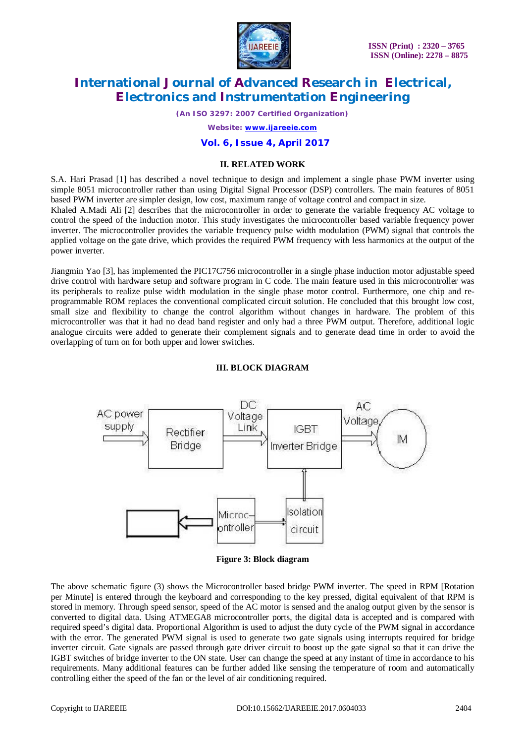## II. RELATED WORK

S.A. Hari Prasad [1] has described a novel technique to design and implement a single phase PWM inverter using simple 8051 microcontroller rather than using Digital Signal Processor (DSP) controllers. The main features of 8051 based PWM inverter are simpler design, low cost, maximum range of voltage control and compact in size.

Khaled A.Madi Ali [2] describes that the microcontroller in order to generate the variable frequency AC voltage to control the speed of the induction motor. This study investigates the microcontroller based variable frequency power inverter. The microcontroller provides the variable frequency pulse width modulation (PWM) signal that controls the applied voltage on the gate drive, which provides the required PWM frequency with less harmonics at the output of the power inverter.

Jiangmin Yao [3], has implemented the PIC17C756 microcontroller in a single phase induction motor adjustable speed drive control with hardware setup and software program in C code. The main feature used in this microcontroller was its peripherals to realize pulse width modulation in the single phase motor control. Furthermore, one chip and re-programmable ROM replaces the conventional complicated circuit solution. He concluded that this brought low cost, small size and flexibility to change the control algorithm without changes in hardware. The problem of this microcontroller was that it had no dead band register and only had a three PWM output. Therefore, additional logic analogue circuits were added to generate their complement signals and to generate dead time in order to avoid the overlapping of turn on for both upper and lower switches.

## III. BLOCK DIAGRAM

AC power supply → Rectifier Bridge → DC Voltage Link → IGBT Inverter Bridge → AC Voltage → IM

Microcontroller → Isolation circuit → IGBT Inverter Bridge

**Figure 3: Block diagram**

The above schematic figure (3) shows the Microcontroller based bridge PWM inverter. The speed in RPM [Rotation per Minute] is entered through the keyboard and corresponding to the key pressed, digital equivalent of that RPM is stored in memory. Through speed sensor, speed of the AC motor is sensed and the analog output given by the sensor is converted to digital data. Using ATMEGA8 microcontroller ports, the digital data is accepted and is compared with required speed's digital data. Proportional Algorithm is used to adjust the duty cycle of the PWM signal in accordance with the error. The generated PWM signal is used to generate two gate signals using interrupts required for bridge inverter circuit. Gate signals are passed through gate driver circuit to boost up the gate signal so that it can drive the IGBT switches of bridge inverter to the ON state. User can change the speed at any instant of time in accordance to his requirements. Many additional features can be further added like sensing the temperature of room and automatically controlling either the speed of the fan or the level of air conditioning required.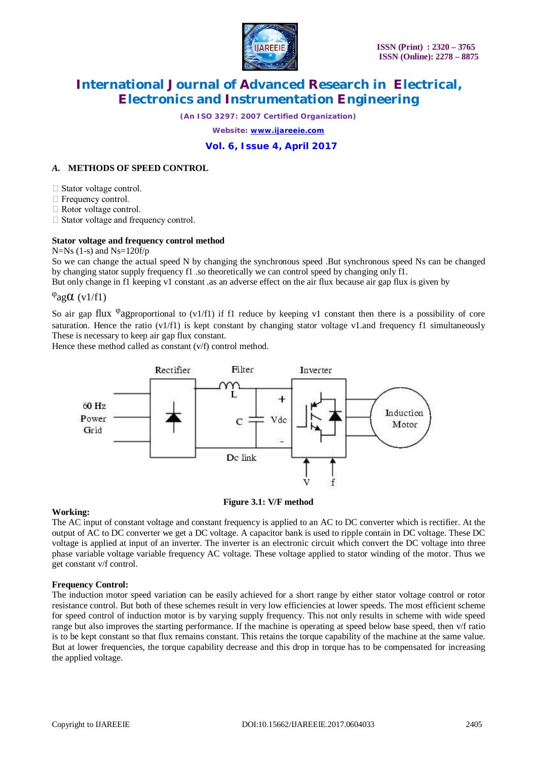### *A.* METHODS OF SPEED CONTROL

-  Stator voltage control.
-  Frequency control.
-  Rotor voltage control.
-  Stator voltage and frequency control.

**Stator voltage and frequency control method**

N=Ns (1-s) and Ns=120f/p

So we can change the actual speed N by changing the synchronous speed .But synchronous speed Ns can be changed by changing stator supply frequency f1 .so theoretically we can control speed by changing only f1.

But only change in f1 keeping v1 constant .as an adverse effect on the air flux because air gap flux is given by

$\varphi_{ag} \alpha$ (v1/f1)

So air gap flux $\varphi_{ag}$proportional to (v1/f1) if f1 reduce by keeping v1 constant then there is a possibility of core saturation. Hence the ratio (v1/f1) is kept constant by changing stator voltage v1.and frequency f1 simultaneously These is necessary to keep air gap flux constant.

Hence these method called as constant (v/f) control method.

**Figure 3.1: V/F method**

**Working:**

The AC input of constant voltage and constant frequency is applied to an AC to DC converter which is rectifier. At the output of AC to DC converter we get a DC voltage. A capacitor bank is used to ripple contain in DC voltage. These DC voltage is applied at input of an inverter. The inverter is an electronic circuit which convert the DC voltage into three phase variable voltage variable frequency AC voltage. These voltage applied to stator winding of the motor. Thus we get constant v/f control.

**Frequency Control:**

The induction motor speed variation can be easily achieved for a short range by either stator voltage control or rotor resistance control. But both of these schemes result in very low efficiencies at lower speeds. The most efficient scheme for speed control of induction motor is by varying supply frequency. This not only results in scheme with wide speed range but also improves the starting performance. If the machine is operating at speed below base speed, then v/f ratio is to be kept constant so that flux remains constant. This retains the torque capability of the machine at the same value. But at lower frequencies, the torque capability decrease and this drop in torque has to be compensated for increasing the applied voltage.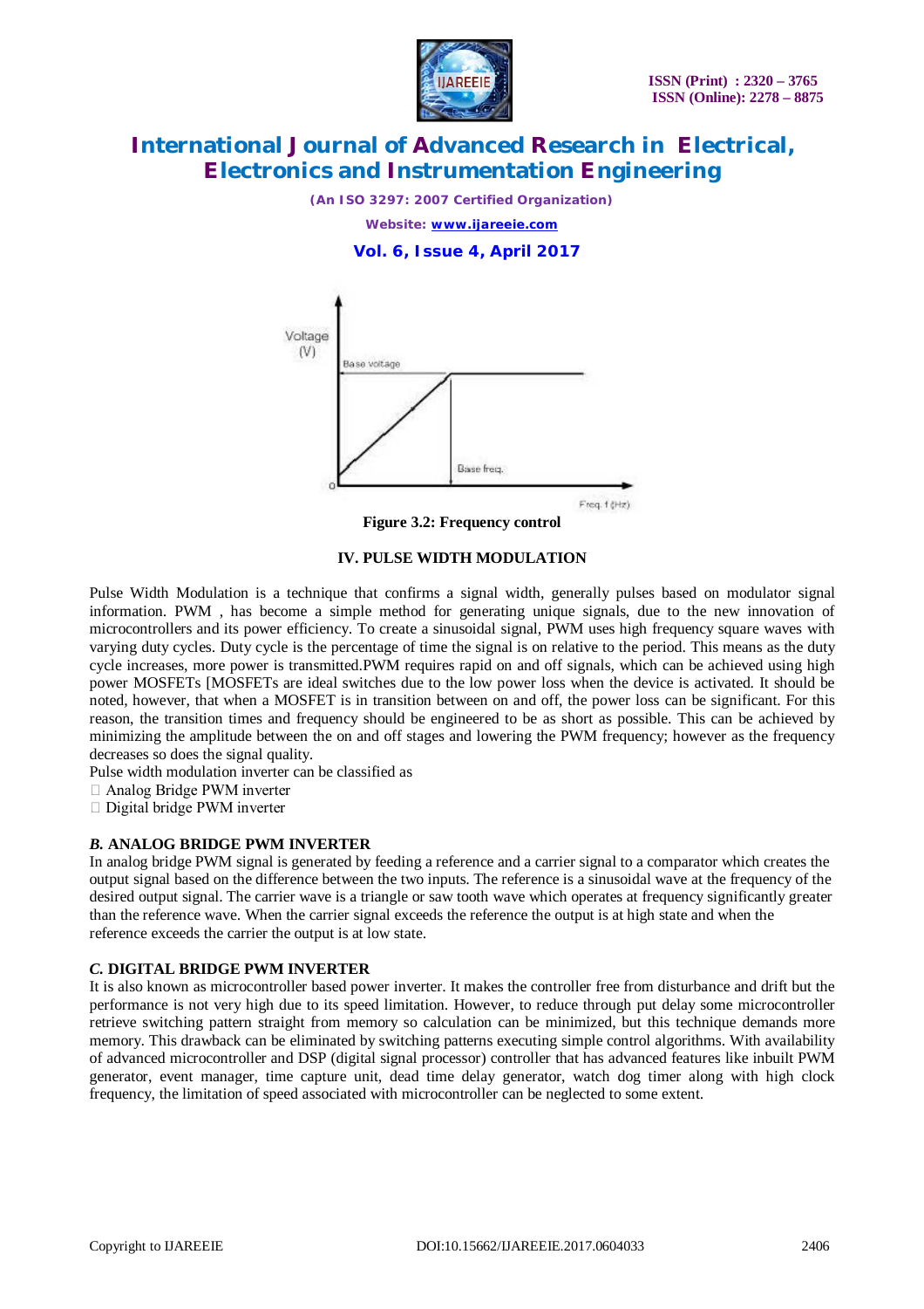Figure 3.2: Frequency control

## IV. PULSE WIDTH MODULATION

Pulse Width Modulation is a technique that confirms a signal width, generally pulses based on modulator signal information. PWM , has become a simple method for generating unique signals, due to the new innovation of microcontrollers and its power efficiency. To create a sinusoidal signal, PWM uses high frequency square waves with varying duty cycles. Duty cycle is the percentage of time the signal is on relative to the period. This means as the duty cycle increases, more power is transmitted.PWM requires rapid on and off signals, which can be achieved using high power MOSFETs [MOSFETs are ideal switches due to the low power loss when the device is activated. It should be noted, however, that when a MOSFET is in transition between on and off, the power loss can be significant. For this reason, the transition times and frequency should be engineered to be as short as possible. This can be achieved by minimizing the amplitude between the on and off stages and lowering the PWM frequency; however as the frequency decreases so does the signal quality.

Pulse width modulation inverter can be classified as

- Analog Bridge PWM inverter
- Digital bridge PWM inverter

### *B.* ANALOG BRIDGE PWM INVERTER

In analog bridge PWM signal is generated by feeding a reference and a carrier signal to a comparator which creates the output signal based on the difference between the two inputs. The reference is a sinusoidal wave at the frequency of the desired output signal. The carrier wave is a triangle or saw tooth wave which operates at frequency significantly greater than the reference wave. When the carrier signal exceeds the reference the output is at high state and when the reference exceeds the carrier the output is at low state.

### *C.* DIGITAL BRIDGE PWM INVERTER

It is also known as microcontroller based power inverter. It makes the controller free from disturbance and drift but the performance is not very high due to its speed limitation. However, to reduce through put delay some microcontroller retrieve switching pattern straight from memory so calculation can be minimized, but this technique demands more memory. This drawback can be eliminated by switching patterns executing simple control algorithms. With availability of advanced microcontroller and DSP (digital signal processor) controller that has advanced features like inbuilt PWM generator, event manager, time capture unit, dead time delay generator, watch dog timer along with high clock frequency, the limitation of speed associated with microcontroller can be neglected to some extent.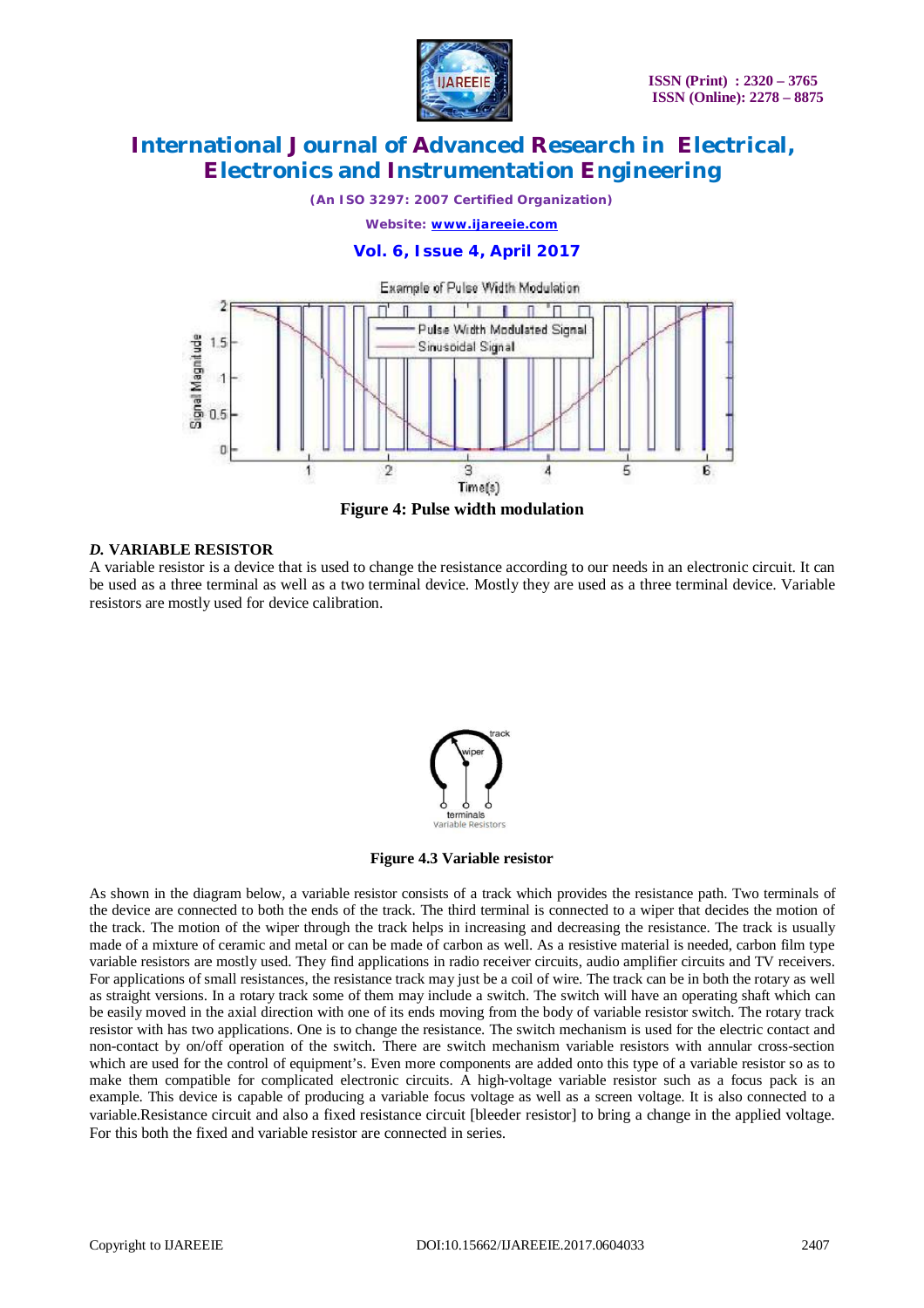Figure 4: Pulse width modulation

### *D.* VARIABLE RESISTOR

A variable resistor is a device that is used to change the resistance according to our needs in an electronic circuit. It can be used as a three terminal as well as a two terminal device. Mostly they are used as a three terminal device. Variable resistors are mostly used for device calibration.

Figure 4.3 Variable resistor

As shown in the diagram below, a variable resistor consists of a track which provides the resistance path. Two terminals of the device are connected to both the ends of the track. The third terminal is connected to a wiper that decides the motion of the track. The motion of the wiper through the track helps in increasing and decreasing the resistance. The track is usually made of a mixture of ceramic and metal or can be made of carbon as well. As a resistive material is needed, carbon film type variable resistors are mostly used. They find applications in radio receiver circuits, audio amplifier circuits and TV receivers. For applications of small resistances, the resistance track may just be a coil of wire. The track can be in both the rotary as well as straight versions. In a rotary track some of them may include a switch. The switch will have an operating shaft which can be easily moved in the axial direction with one of its ends moving from the body of variable resistor switch. The rotary track resistor with has two applications. One is to change the resistance. The switch mechanism is used for the electric contact and non-contact by on/off operation of the switch. There are switch mechanism variable resistors with annular cross-section which are used for the control of equipment's. Even more components are added onto this type of a variable resistor so as to make them compatible for complicated electronic circuits. A high-voltage variable resistor such as a focus pack is an example. This device is capable of producing a variable focus voltage as well as a screen voltage. It is also connected to a variable.Resistance circuit and also a fixed resistance circuit [bleeder resistor] to bring a change in the applied voltage. For this both the fixed and variable resistor are connected in series.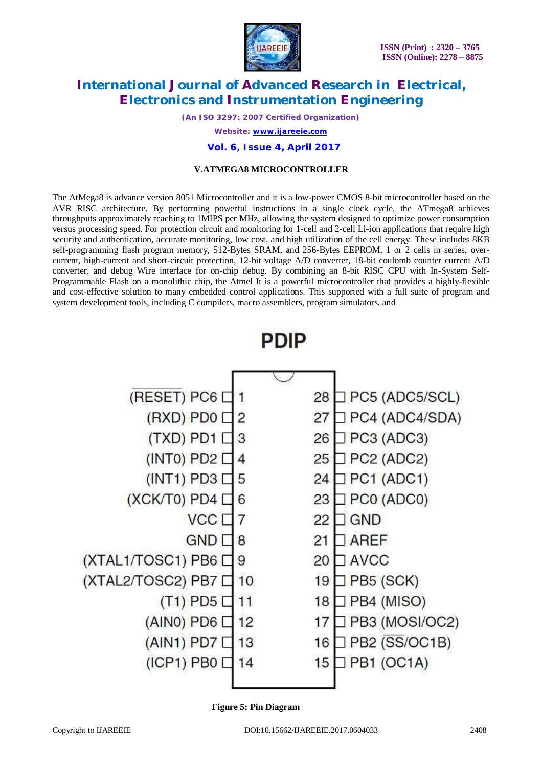### V.ATMEGA8 MICROCONTROLLER

The AtMega8 is advance version 8051 Microcontroller and it is a low-power CMOS 8-bit microcontroller based on the AVR RISC architecture. By performing powerful instructions in a single clock cycle, the ATmega8 achieves throughputs approximately reaching to 1MIPS per MHz, allowing the system designed to optimize power consumption versus processing speed. For protection circuit and monitoring for 1-cell and 2-cell Li-ion applications that require high security and authentication, accurate monitoring, low cost, and high utilization of the cell energy. These includes 8KB self-programming flash program memory, 512-Bytes SRAM, and 256-Bytes EEPROM, 1 or 2 cells in series, over-current, high-current and short-circuit protection, 12-bit voltage A/D converter, 18-bit coulomb counter current A/D converter, and debug Wire interface for on-chip debug. By combining an 8-bit RISC CPU with In-System Self-Programmable Flash on a monolithic chip, the Atmel It is a powerful microcontroller that provides a highly-flexible and cost-effective solution to many embedded control applications. This supported with a full suite of program and system development tools, including C compilers, macro assemblers, program simulators, and

PDIP

| Function | Pin | Pin | Function |
|---|---|---|---|
| (RESET) PC6 | 1 | 28 | PC5 (ADC5/SCL) |
| (RXD) PD0 | 2 | 27 | PC4 (ADC4/SDA) |
| (TXD) PD1 | 3 | 26 | PC3 (ADC3) |
| (INT0) PD2 | 4 | 25 | PC2 (ADC2) |
| (INT1) PD3 | 5 | 24 | PC1 (ADC1) |
| (XCK/T0) PD4 | 6 | 23 | PC0 (ADC0) |
| VCC | 7 | 22 | GND |
| GND | 8 | 21 | AREF |
| (XTAL1/TOSC1) PB6 | 9 | 20 | AVCC |
| (XTAL2/TOSC2) PB7 | 10 | 19 | PB5 (SCK) |
| (T1) PD5 | 11 | 18 | PB4 (MISO) |
| (AIN0) PD6 | 12 | 17 | PB3 (MOSI/OC2) |
| (AIN1) PD7 | 13 | 16 | PB2 (SS/OC1B) |
| (ICP1) PB0 | 14 | 15 | PB1 (OC1A) |

**Figure 5: Pin Diagram**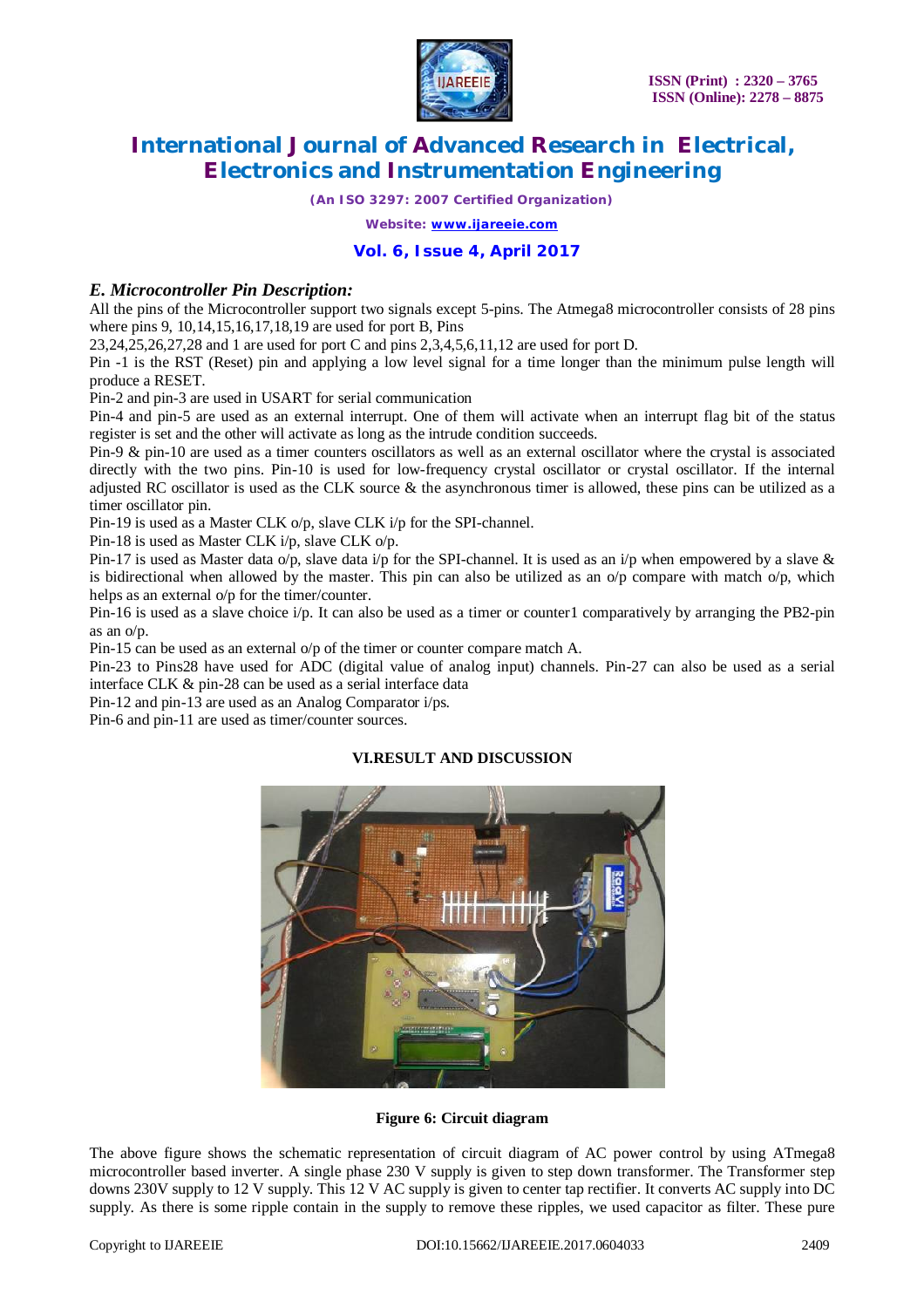### *E. Microcontroller Pin Description:*

All the pins of the Microcontroller support two signals except 5-pins. The Atmega8 microcontroller consists of 28 pins where pins 9, 10,14,15,16,17,18,19 are used for port B, Pins 23,24,25,26,27,28 and 1 are used for port C and pins 2,3,4,5,6,11,12 are used for port D.

Pin -1 is the RST (Reset) pin and applying a low level signal for a time longer than the minimum pulse length will produce a RESET.

Pin-2 and pin-3 are used in USART for serial communication

Pin-4 and pin-5 are used as an external interrupt. One of them will activate when an interrupt flag bit of the status register is set and the other will activate as long as the intrude condition succeeds.

Pin-9 & pin-10 are used as a timer counters oscillators as well as an external oscillator where the crystal is associated directly with the two pins. Pin-10 is used for low-frequency crystal oscillator or crystal oscillator. If the internal adjusted RC oscillator is used as the CLK source & the asynchronous timer is allowed, these pins can be utilized as a timer oscillator pin.

Pin-19 is used as a Master CLK o/p, slave CLK i/p for the SPI-channel.

Pin-18 is used as Master CLK i/p, slave CLK o/p.

Pin-17 is used as Master data o/p, slave data i/p for the SPI-channel. It is used as an i/p when empowered by a slave & is bidirectional when allowed by the master. This pin can also be utilized as an o/p compare with match o/p, which helps as an external o/p for the timer/counter.

Pin-16 is used as a slave choice i/p. It can also be used as a timer or counter1 comparatively by arranging the PB2-pin as an o/p.

Pin-15 can be used as an external o/p of the timer or counter compare match A.

Pin-23 to Pins28 have used for ADC (digital value of analog input) channels. Pin-27 can also be used as a serial interface CLK & pin-28 can be used as a serial interface data

Pin-12 and pin-13 are used as an Analog Comparator i/ps.

Pin-6 and pin-11 are used as timer/counter sources.

## VI.RESULT AND DISCUSSION

**Figure 6: Circuit diagram**

The above figure shows the schematic representation of circuit diagram of AC power control by using ATmega8 microcontroller based inverter. A single phase 230 V supply is given to step down transformer. The Transformer step downs 230V supply to 12 V supply. This 12 V AC supply is given to center tap rectifier. It converts AC supply into DC supply. As there is some ripple contain in the supply to remove these ripples, we used capacitor as filter. These pure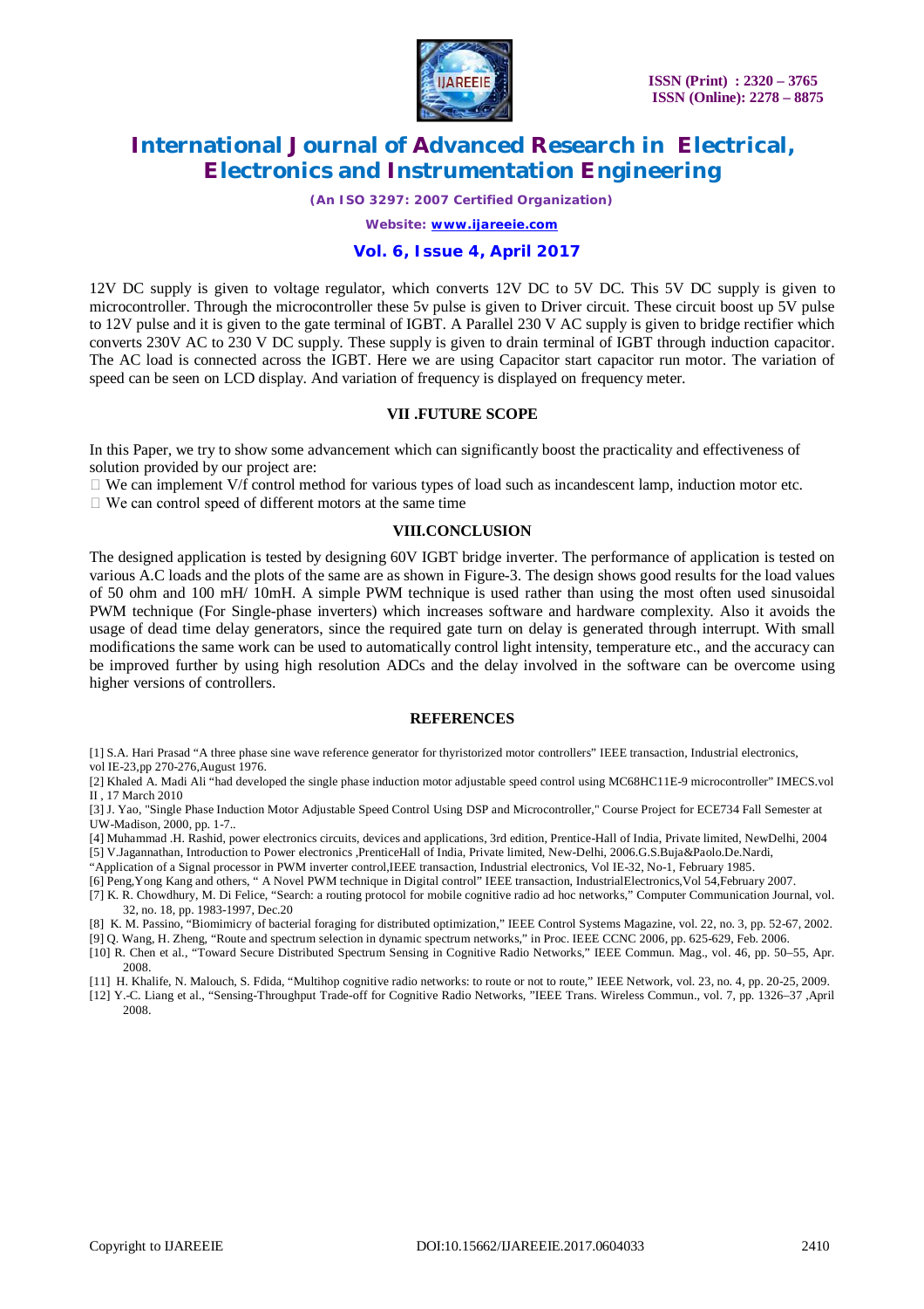12V DC supply is given to voltage regulator, which converts 12V DC to 5V DC. This 5V DC supply is given to microcontroller. Through the microcontroller these 5v pulse is given to Driver circuit. These circuit boost up 5V pulse to 12V pulse and it is given to the gate terminal of IGBT. A Parallel 230 V AC supply is given to bridge rectifier which converts 230V AC to 230 V DC supply. These supply is given to drain terminal of IGBT through induction capacitor. The AC load is connected across the IGBT. Here we are using Capacitor start capacitor run motor. The variation of speed can be seen on LCD display. And variation of frequency is displayed on frequency meter.

## VII .FUTURE SCOPE

In this Paper, we try to show some advancement which can significantly boost the practicality and effectiveness of solution provided by our project are:

-  We can implement V/f control method for various types of load such as incandescent lamp, induction motor etc.
-  We can control speed of different motors at the same time

## VIII.CONCLUSION

The designed application is tested by designing 60V IGBT bridge inverter. The performance of application is tested on various A.C loads and the plots of the same are as shown in Figure-3. The design shows good results for the load values of 50 ohm and 100 mH/ 10mH. A simple PWM technique is used rather than using the most often used sinusoidal PWM technique (For Single-phase inverters) which increases software and hardware complexity. Also it avoids the usage of dead time delay generators, since the required gate turn on delay is generated through interrupt. With small modifications the same work can be used to automatically control light intensity, temperature etc., and the accuracy can be improved further by using high resolution ADCs and the delay involved in the software can be overcome using higher versions of controllers.

## REFERENCES

[1] S.A. Hari Prasad "A three phase sine wave reference generator for thyristorized motor controllers" IEEE transaction, Industrial electronics, vol IE-23,pp 270-276,August 1976.

[2] Khaled A. Madi Ali "had developed the single phase induction motor adjustable speed control using MC68HC11E-9 microcontroller" IMECS.vol II , 17 March 2010

[3] J. Yao, "Single Phase Induction Motor Adjustable Speed Control Using DSP and Microcontroller," Course Project for ECE734 Fall Semester at UW-Madison, 2000, pp. 1-7..

[4] Muhammad .H. Rashid, power electronics circuits, devices and applications, 3rd edition, Prentice-Hall of India, Private limited, NewDelhi, 2004

[5] V.Jagannathan, Introduction to Power electronics ,PrenticeHall of India, Private limited, New-Delhi, 2006.G.S.Buja&Paolo.De.Nardi, "Application of a Signal processor in PWM inverter control,IEEE transaction, Industrial electronics, Vol IE-32, No-1, February 1985.

[6] Peng,Yong Kang and others, " A Novel PWM technique in Digital control" IEEE transaction, IndustrialElectronics,Vol 54,February 2007.

[7] K. R. Chowdhury, M. Di Felice, "Search: a routing protocol for mobile cognitive radio ad hoc networks," Computer Communication Journal, vol. 32, no. 18, pp. 1983-1997, Dec.20

[8] K. M. Passino, "Biomimicry of bacterial foraging for distributed optimization," IEEE Control Systems Magazine, vol. 22, no. 3, pp. 52-67, 2002.

[9] Q. Wang, H. Zheng, "Route and spectrum selection in dynamic spectrum networks," in Proc. IEEE CCNC 2006, pp. 625-629, Feb. 2006.

[10] R. Chen et al., "Toward Secure Distributed Spectrum Sensing in Cognitive Radio Networks," IEEE Commun. Mag., vol. 46, pp. 50–55, Apr. 2008.

[11] H. Khalife, N. Malouch, S. Fdida, "Multihop cognitive radio networks: to route or not to route," IEEE Network, vol. 23, no. 4, pp. 20-25, 2009.

[12] Y.-C. Liang et al., "Sensing-Throughput Trade-off for Cognitive Radio Networks, "IEEE Trans. Wireless Commun., vol. 7, pp. 1326–37 ,April 2008.